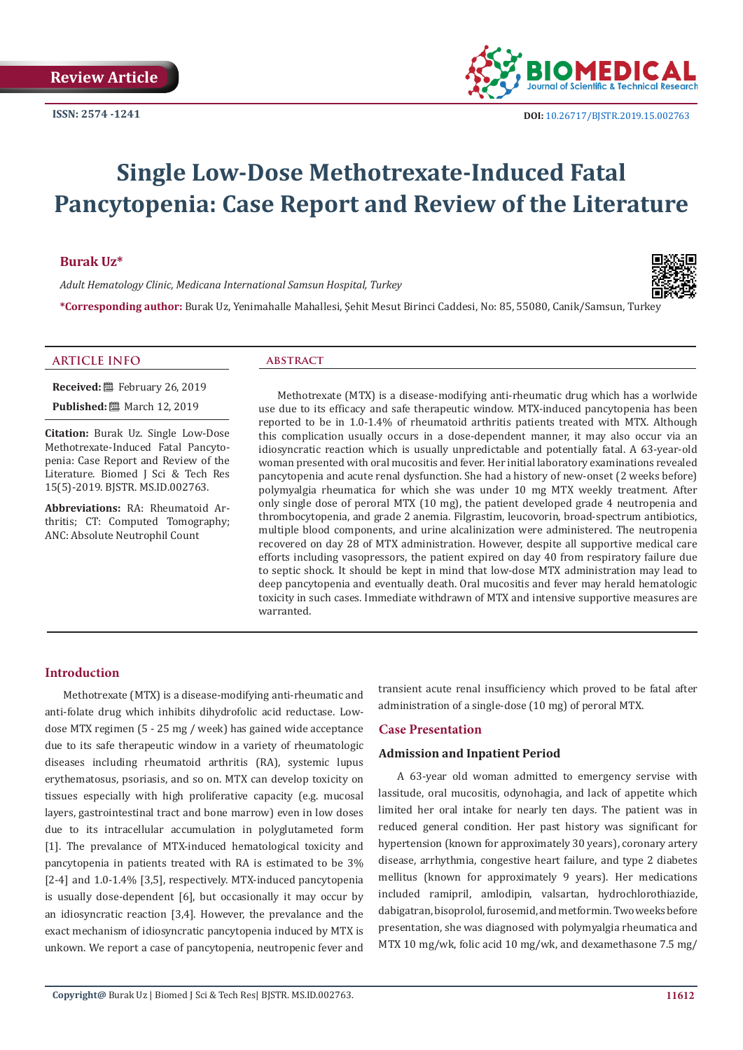Review Article

ISSN: 2574 -1241

DOI: 10.26717/BJSTR.2019.15.002763

# Single Low-Dose Methotrexate-Induced Fatal Pancytopenia: Case Report and Review of the Literature

**Burak Uz***

*Adult Hematology Clinic, Medicana International Samsun Hospital, Turkey*

***Corresponding author:** Burak Uz, Yenimahalle Mahallesi, Şehit Mesut Birinci Caddesi, No: 85, 55080, Canik/Samsun, Turkey

## ARTICLE INFO

**Received:** February 26, 2019

**Published:** March 12, 2019

**Citation:** Burak Uz. Single Low-Dose Methotrexate-Induced Fatal Pancytopenia: Case Report and Review of the Literature. Biomed J Sci & Tech Res 15(5)-2019. BJSTR. MS.ID.002763.

**Abbreviations:** RA: Rheumatoid Arthritis; CT: Computed Tomography; ANC: Absolute Neutrophil Count

## ABSTRACT

Methotrexate (MTX) is a disease-modifying anti-rheumatic drug which has a worlwide use due to its efficacy and safe therapeutic window. MTX-induced pancytopenia has been reported to be in 1.0-1.4% of rheumatoid arthritis patients treated with MTX. Although this complication usually occurs in a dose-dependent manner, it may also occur via an idiosyncratic reaction which is usually unpredictable and potentially fatal. A 63-year-old woman presented with oral mucositis and fever. Her initial laboratory examinations revealed pancytopenia and acute renal dysfunction. She had a history of new-onset (2 weeks before) polymyalgia rheumatica for which she was under 10 mg MTX weekly treatment. After only single dose of peroral MTX (10 mg), the patient developed grade 4 neutropenia and thrombocytopenia, and grade 2 anemia. Filgrastim, leucovorin, broad-spectrum antibiotics, multiple blood components, and urine alcalinization were administered. The neutropenia recovered on day 28 of MTX administration. However, despite all supportive medical care efforts including vasopressors, the patient expired on day 40 from respiratory failure due to septic shock. It should be kept in mind that low-dose MTX administration may lead to deep pancytopenia and eventually death. Oral mucositis and fever may herald hematologic toxicity in such cases. Immediate withdrawn of MTX and intensive supportive measures are warranted.

## Introduction

Methotrexate (MTX) is a disease-modifying anti-rheumatic and anti-folate drug which inhibits dihydrofolic acid reductase. Low-dose MTX regimen (5 - 25 mg / week) has gained wide acceptance due to its safe therapeutic window in a variety of rheumatologic diseases including rheumatoid arthritis (RA), systemic lupus erythematosus, psoriasis, and so on. MTX can develop toxicity on tissues especially with high proliferative capacity (e.g. mucosal layers, gastrointestinal tract and bone marrow) even in low doses due to its intracellular accumulation in polyglutameted form [1]. The prevalance of MTX-induced hematological toxicity and pancytopenia in patients treated with RA is estimated to be 3% [2-4] and 1.0-1.4% [3,5], respectively. MTX-induced pancytopenia is usually dose-dependent [6], but occasionally it may occur by an idiosyncratic reaction [3,4]. However, the prevalance and the exact mechanism of idiosyncratic pancytopenia induced by MTX is unkown. We report a case of pancytopenia, neutropenic fever and transient acute renal insufficiency which proved to be fatal after administration of a single-dose (10 mg) of peroral MTX.

## Case Presentation

### Admission and Inpatient Period

A 63-year old woman admitted to emergency servise with lassitude, oral mucositis, odynohagia, and lack of appetite which limited her oral intake for nearly ten days. The patient was in reduced general condition. Her past history was significant for hypertension (known for approximately 30 years), coronary artery disease, arrhythmia, congestive heart failure, and type 2 diabetes mellitus (known for approximately 9 years). Her medications included ramipril, amlodipin, valsartan, hydrochlorothiazide, dabigatran, bisoprolol, furosemid, and metformin. Two weeks before presentation, she was diagnosed with polymyalgia rheumatica and MTX 10 mg/wk, folic acid 10 mg/wk, and dexamethasone 7.5 mg/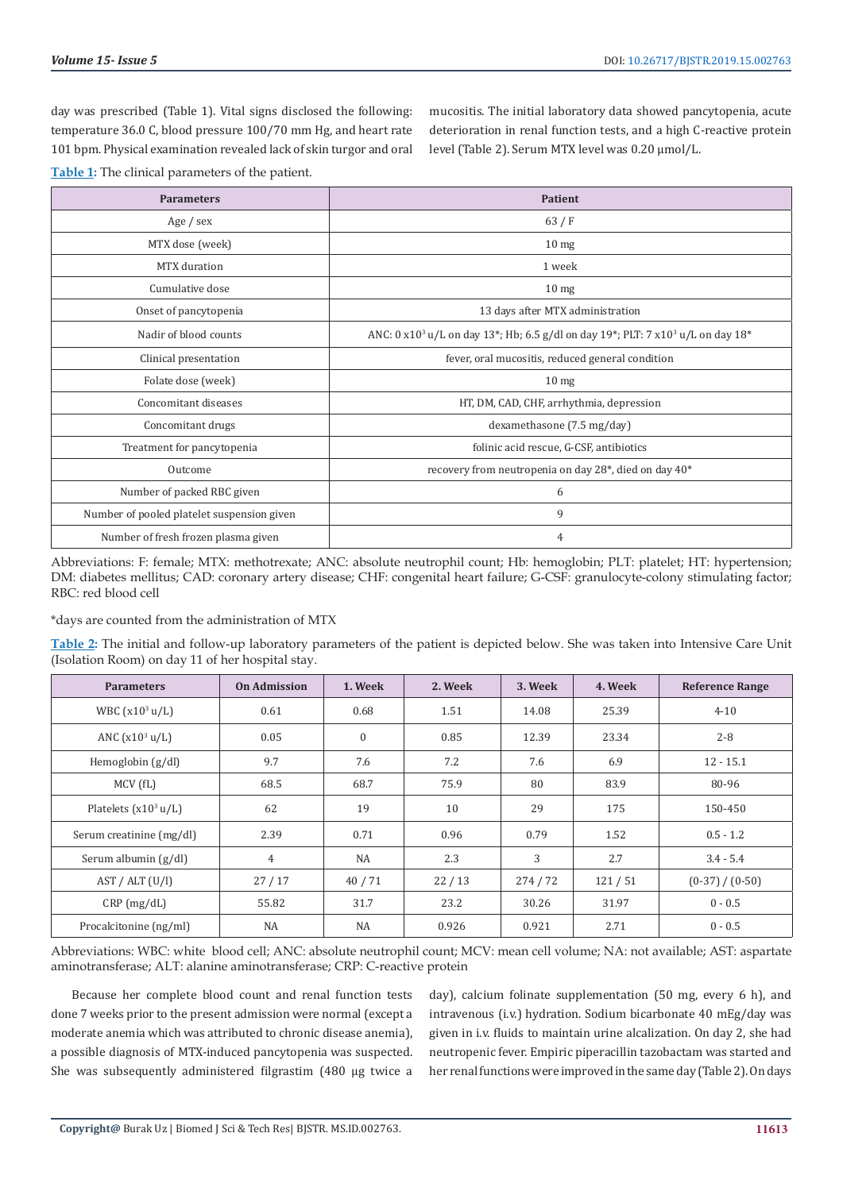day was prescribed (Table 1). Vital signs disclosed the following: temperature 36.0 C, blood pressure 100/70 mm Hg, and heart rate 101 bpm. Physical examination revealed lack of skin turgor and oral mucositis. The initial laboratory data showed pancytopenia, acute deterioration in renal function tests, and a high C-reactive protein level (Table 2). Serum MTX level was 0.20 μmol/L.

**Table 1:** The clinical parameters of the patient.

| Parameters | Patient |
|---|---|
| Age / sex | 63 / F |
| MTX dose (week) | 10 mg |
| MTX duration | 1 week |
| Cumulative dose | 10 mg |
| Onset of pancytopenia | 13 days after MTX administration |
| Nadir of blood counts | ANC: 0 $x10^3$ u/L on day 13*; Hb: 6.5 g/dl on day 19*; PLT: 7 $x10^3$ u/L on day 18* |
| Clinical presentation | fever, oral mucositis, reduced general condition |
| Folate dose (week) | 10 mg |
| Concomitant diseases | HT, DM, CAD, CHF, arrhythmia, depression |
| Concomitant drugs | dexamethasone (7.5 mg/day) |
| Treatment for pancytopenia | folinic acid rescue, G-CSF, antibiotics |
| Outcome | recovery from neutropenia on day 28*, died on day 40* |
| Number of packed RBC given | 6 |
| Number of pooled platelet suspension given | 9 |
| Number of fresh frozen plasma given | 4 |

Abbreviations: F: female; MTX: methotrexate; ANC: absolute neutrophil count; Hb: hemoglobin; PLT: platelet; HT: hypertension; DM: diabetes mellitus; CAD: coronary artery disease; CHF: congenital heart failure; G-CSF: granulocyte-colony stimulating factor; RBC: red blood cell

*days are counted from the administration of MTX

**Table 2:** The initial and follow-up laboratory parameters of the patient is depicted below. She was taken into Intensive Care Unit (Isolation Room) on day 11 of her hospital stay.

| Parameters | On Admission | 1. Week | 2. Week | 3. Week | 4. Week | Reference Range |
|---|---|---|---|---|---|---|
| WBC ($x10^3$ u/L) | 0.61 | 0.68 | 1.51 | 14.08 | 25.39 | 4-10 |
| ANC ($x10^3$ u/L) | 0.05 | 0 | 0.85 | 12.39 | 23.34 | 2-8 |
| Hemoglobin (g/dl) | 9.7 | 7.6 | 7.2 | 7.6 | 6.9 | 12 - 15.1 |
| MCV (fL) | 68.5 | 68.7 | 75.9 | 80 | 83.9 | 80-96 |
| Platelets ($x10^3$ u/L) | 62 | 19 | 10 | 29 | 175 | 150-450 |
| Serum creatinine (mg/dl) | 2.39 | 0.71 | 0.96 | 0.79 | 1.52 | 0.5 - 1.2 |
| Serum albumin (g/dl) | 4 | NA | 2.3 | 3 | 2.7 | 3.4 - 5.4 |
| AST / ALT (U/l) | 27 / 17 | 40 / 71 | 22 / 13 | 274 / 72 | 121 / 51 | (0-37) / (0-50) |
| CRP (mg/dL) | 55.82 | 31.7 | 23.2 | 30.26 | 31.97 | 0 - 0.5 |
| Procalcitonine (ng/ml) | NA | NA | 0.926 | 0.921 | 2.71 | 0 - 0.5 |

Abbreviations: WBC: white blood cell; ANC: absolute neutrophil count; MCV: mean cell volume; NA: not available; AST: aspartate aminotransferase; ALT: alanine aminotransferase; CRP: C-reactive protein

Because her complete blood count and renal function tests done 7 weeks prior to the present admission were normal (except a moderate anemia which was attributed to chronic disease anemia), a possible diagnosis of MTX-induced pancytopenia was suspected. She was subsequently administered filgrastim (480 μg twice a day), calcium folinate supplementation (50 mg, every 6 h), and intravenous (i.v.) hydration. Sodium bicarbonate 40 mEg/day was given in i.v. fluids to maintain urine alcalization. On day 2, she had neutropenic fever. Empiric piperacillin tazobactam was started and her renal functions were improved in the same day (Table 2). On days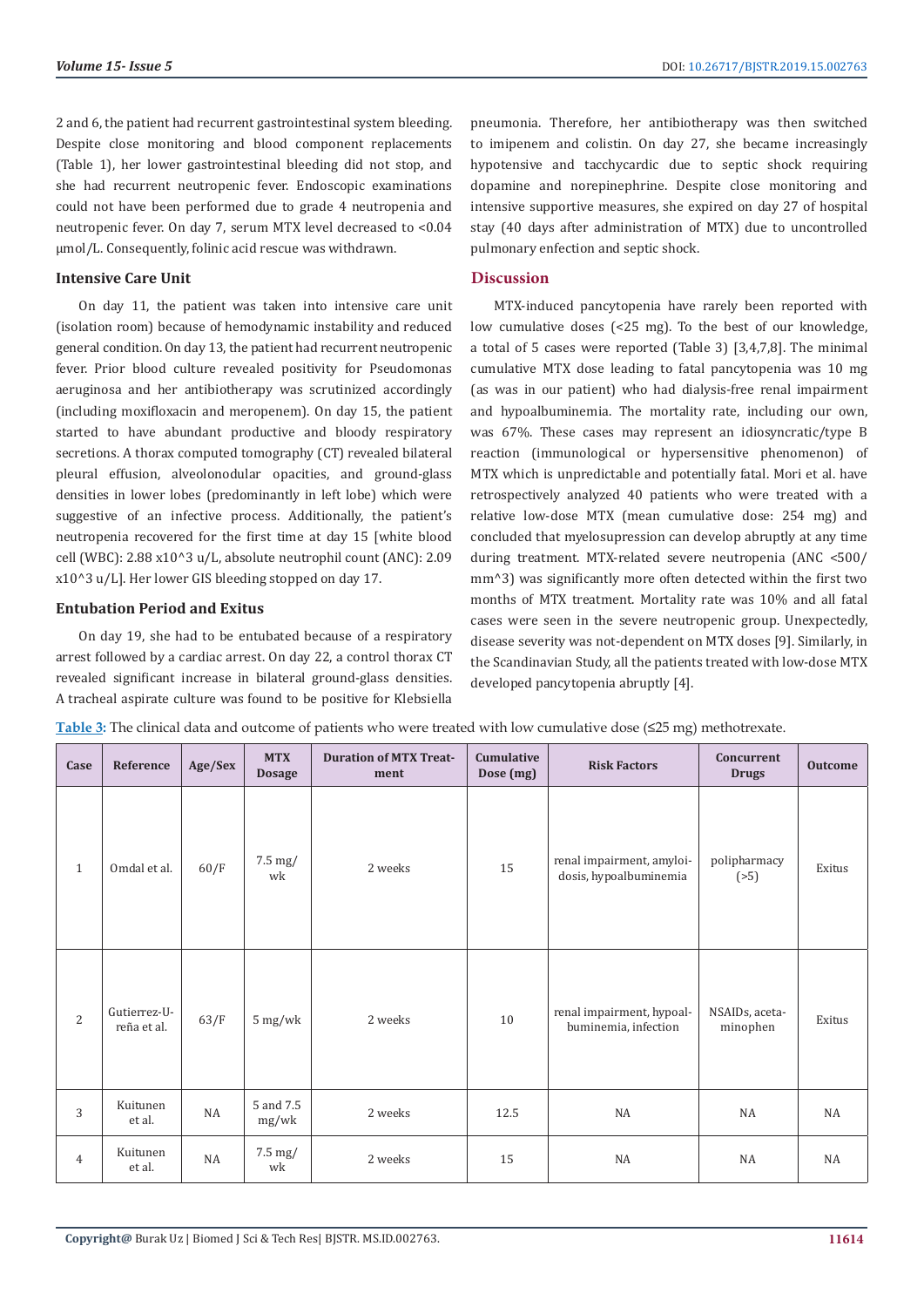2 and 6, the patient had recurrent gastrointestinal system bleeding. Despite close monitoring and blood component replacements (Table 1), her lower gastrointestinal bleeding did not stop, and she had recurrent neutropenic fever. Endoscopic examinations could not have been performed due to grade 4 neutropenia and neutropenic fever. On day 7, serum MTX level decreased to <0.04 μmol/L. Consequently, folinic acid rescue was withdrawn.

### Intensive Care Unit

On day 11, the patient was taken into intensive care unit (isolation room) because of hemodynamic instability and reduced general condition. On day 13, the patient had recurrent neutropenic fever. Prior blood culture revealed positivity for Pseudomonas aeruginosa and her antibiotherapy was scrutinized accordingly (including moxifloxacin and meropenem). On day 15, the patient started to have abundant productive and bloody respiratory secretions. A thorax computed tomography (CT) revealed bilateral pleural effusion, alveolonodular opacities, and ground-glass densities in lower lobes (predominantly in left lobe) which were suggestive of an infective process. Additionally, the patient's neutropenia recovered for the first time at day 15 [white blood cell (WBC): 2.88 x10^3 u/L, absolute neutrophil count (ANC): 2.09 x10^3 u/L]. Her lower GIS bleeding stopped on day 17.

### Entubation Period and Exitus

On day 19, she had to be entubated because of a respiratory arrest followed by a cardiac arrest. On day 22, a control thorax CT revealed significant increase in bilateral ground-glass densities. A tracheal aspirate culture was found to be positive for Klebsiella pneumonia. Therefore, her antibiotherapy was then switched to imipenem and colistin. On day 27, she became increasingly hypotensive and tacchycardic due to septic shock requiring dopamine and norepinephrine. Despite close monitoring and intensive supportive measures, she expired on day 27 of hospital stay (40 days after administration of MTX) due to uncontrolled pulmonary enfection and septic shock.

## Discussion

MTX-induced pancytopenia have rarely been reported with low cumulative doses (<25 mg). To the best of our knowledge, a total of 5 cases were reported (Table 3) [3,4,7,8]. The minimal cumulative MTX dose leading to fatal pancytopenia was 10 mg (as was in our patient) who had dialysis-free renal impairment and hypoalbuminemia. The mortality rate, including our own, was 67%. These cases may represent an idiosyncratic/type B reaction (immunological or hypersensitive phenomenon) of MTX which is unpredictable and potentially fatal. Mori et al. have retrospectively analyzed 40 patients who were treated with a relative low-dose MTX (mean cumulative dose: 254 mg) and concluded that myelosupression can develop abruptly at any time during treatment. MTX-related severe neutropenia (ANC <500/mm^3) was significantly more often detected within the first two months of MTX treatment. Mortality rate was 10% and all fatal cases were seen in the severe neutropenic group. Unexpectedly, disease severity was not-dependent on MTX doses [9]. Similarly, in the Scandinavian Study, all the patients treated with low-dose MTX developed pancytopenia abruptly [4].

**Table 3:** The clinical data and outcome of patients who were treated with low cumulative dose (≤25 mg) methotrexate.

| Case | Reference | Age/Sex | MTX Dosage | Duration of MTX Treatment | Cumulative Dose (mg) | Risk Factors | Concurrent Drugs | Outcome |
|---|---|---|---|---|---|---|---|---|
| 1 | Omdal et al. | 60/F | 7.5 mg/wk | 2 weeks | 15 | renal impairment, amyloidosis, hypoalbuminemia | polipharmacy (>5) | Exitus |
| 2 | Gutierrez-Ureña et al. | 63/F | 5 mg/wk | 2 weeks | 10 | renal impairment, hypoalbuminemia, infection | NSAIDs, acetaminophen | Exitus |
| 3 | Kuitunen et al. | NA | 5 and 7.5 mg/wk | 2 weeks | 12.5 | NA | NA | NA |
| 4 | Kuitunen et al. | NA | 7.5 mg/wk | 2 weeks | 15 | NA | NA | NA |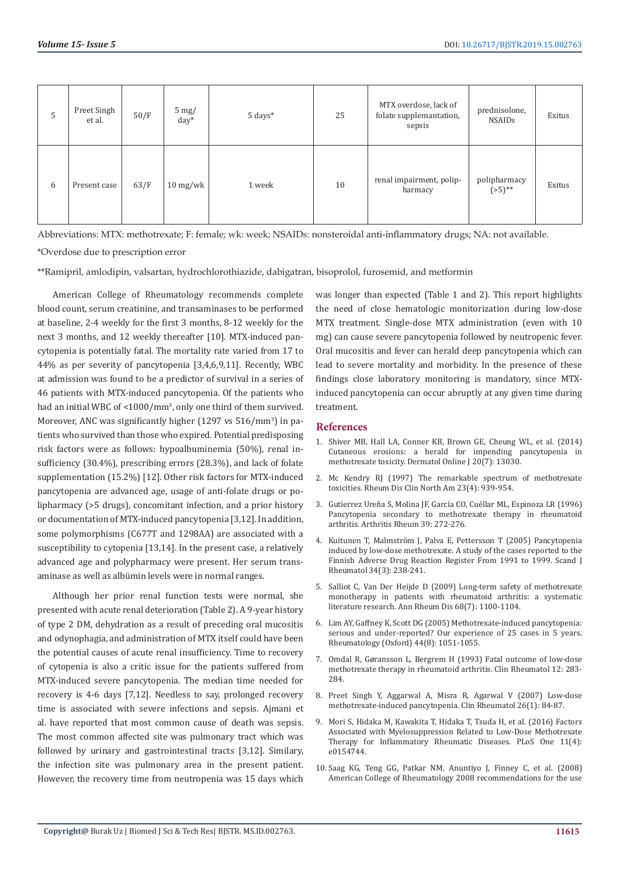| 5 | Preet Singh et al. | 50/F | 5 mg/day* | 5 days* | 25 | MTX overdose, lack of folate supplemantation, sepsis | prednisolone, NSAIDs | Exitus |
|---|---|---|---|---|---|---|---|---|
| 6 | Present case | 63/F | 10 mg/wk | 1 week | 10 | renal impairment, polipharmacy | polipharmacy (>5)** | Exitus |

Abbreviations: MTX: methotrexate; F: female; wk: week; NSAIDs: nonsteroidal anti-inflammatory drugs; NA: not available.

*Overdose due to prescription error

**Ramipril, amlodipin, valsartan, hydrochlorothiazide, dabigatran, bisoprolol, furosemid, and metformin

American College of Rheumatology recommends complete blood count, serum creatinine, and transaminases to be performed at baseline, 2-4 weekly for the first 3 months, 8-12 weekly for the next 3 months, and 12 weekly thereafter [10]. MTX-induced pancytopenia is potentially fatal. The mortality rate varied from 17 to 44% as per severity of pancytopenia [3,4,6,9,11]. Recently, WBC at admission was found to be a predictor of survival in a series of 46 patients with MTX-induced pancytopenia. Of the patients who had an initial WBC of <1000/mm³, only one third of them survived. Moreover, ANC was significantly higher (1297 vs 516/mm³) in patients who survived than those who expired. Potential predisposing risk factors were as follows: hypoalbuminemia (50%), renal insufficiency (30.4%), prescribing errors (28.3%), and lack of folate supplementation (15.2%) [12]. Other risk factors for MTX-induced pancytopenia are advanced age, usage of anti-folate drugs or polipharmacy (>5 drugs), concomitant infection, and a prior history or documentation of MTX-induced pancytopenia [3,12]. In addition, some polymorphisms (C677T and 1298AA) are associated with a susceptibility to cytopenia [13,14]. In the present case, a relatively advanced age and polypharmacy were present. Her serum transaminase as well as albümin levels were in normal ranges.

Although her prior renal function tests were normal, she presented with acute renal deterioration (Table 2). A 9-year history of type 2 DM, dehydration as a result of preceding oral mucositis and odynophagia, and administration of MTX itself could have been the potential causes of acute renal insufficiency. Time to recovery of cytopenia is also a critic issue for the patients suffered from MTX-induced severe pancytopenia. The median time needed for recovery is 4-6 days [7,12]. Needless to say, prolonged recovery time is associated with severe infections and sepsis. Ajmani et al. have reported that most common cause of death was sepsis. The most common affected site was pulmonary tract which was followed by urinary and gastrointestinal tracts [3,12]. Similary, the infection site was pulmonary area in the present patient. However, the recovery time from neutropenia was 15 days which was longer than expected (Table 1 and 2). This report highlights the need of close hematologic monitorization during low-dose MTX treatment. Single-dose MTX administration (even with 10 mg) can cause severe pancytopenia followed by neutropenic fever. Oral mucositis and fever can herald deep pancytopenia which can lead to severe mortality and morbidity. In the presence of these findings close laboratory monitoring is mandatory, since MTX-induced pancytopenia can occur abruptly at any given time during treatment.

## References

1. Shiver MB, Hall LA, Conner KB, Brown GE, Cheung WL, et al. (2014) Cutaneous erosions: a herald for impending pancytopenia in methotrexate toxicity. Dermatol Online J 20(7): 13030.
2. Mc Kendry RJ (1997) The remarkable spectrum of methotrexate toxicities. Rheum Dis Clin North Am 23(4): 939-954.
3. Gutierrez Ureña S, Molina JF, García CO, Cuéllar ML, Espinoza LR (1996) Pancytopenia secondary to methotrexate therapy in rheumatoid arthritis. Arthritis Rheum 39: 272-276.
4. Kuitunen T, Malmström J, Palva E, Pettersson T (2005) Pancytopenia induced by low-dose methotrexate. A study of the cases reported to the Finnish Adverse Drug Reaction Register From 1991 to 1999. Scand J Rheumatol 34(3): 238-241.
5. Salliot C, Van Der Heijde D (2009) Long-term safety of methotrexate monotherapy in patients with rheumatoid arthritis: a systematic literature research. Ann Rheum Dis 68(7): 1100-1104.
6. Lim AY, Gaffney K, Scott DG (2005) Methotrexate-induced pancytopenia: serious and under-reported? Our experience of 25 cases in 5 years. Rheumatology (Oxford) 44(8): 1051-1055.
7. Omdal R, Gøransson L, Bergrem H (1993) Fatal outcome of low-dose methotrexate therapy in rheumatoid arthritis. Clin Rheumatol 12: 283-284.
8. Preet Singh Y, Aggarwal A, Misra R, Agarwal V (2007) Low-dose methotrexate-induced pancytopenia. Clin Rheumatol 26(1): 84-87.
9. Mori S, Hidaka M, Kawakita T, Hidaka T, Tsuda H, et al. (2016) Factors Associated with Myelosuppression Related to Low-Dose Methotrexate Therapy for Inflammatory Rheumatic Diseases. PLoS One 11(4): e0154744.
10. Saag KG, Teng GG, Patkar NM, Anuntiyo J, Finney C, et al. (2008) American College of Rheumatology 2008 recommendations for the use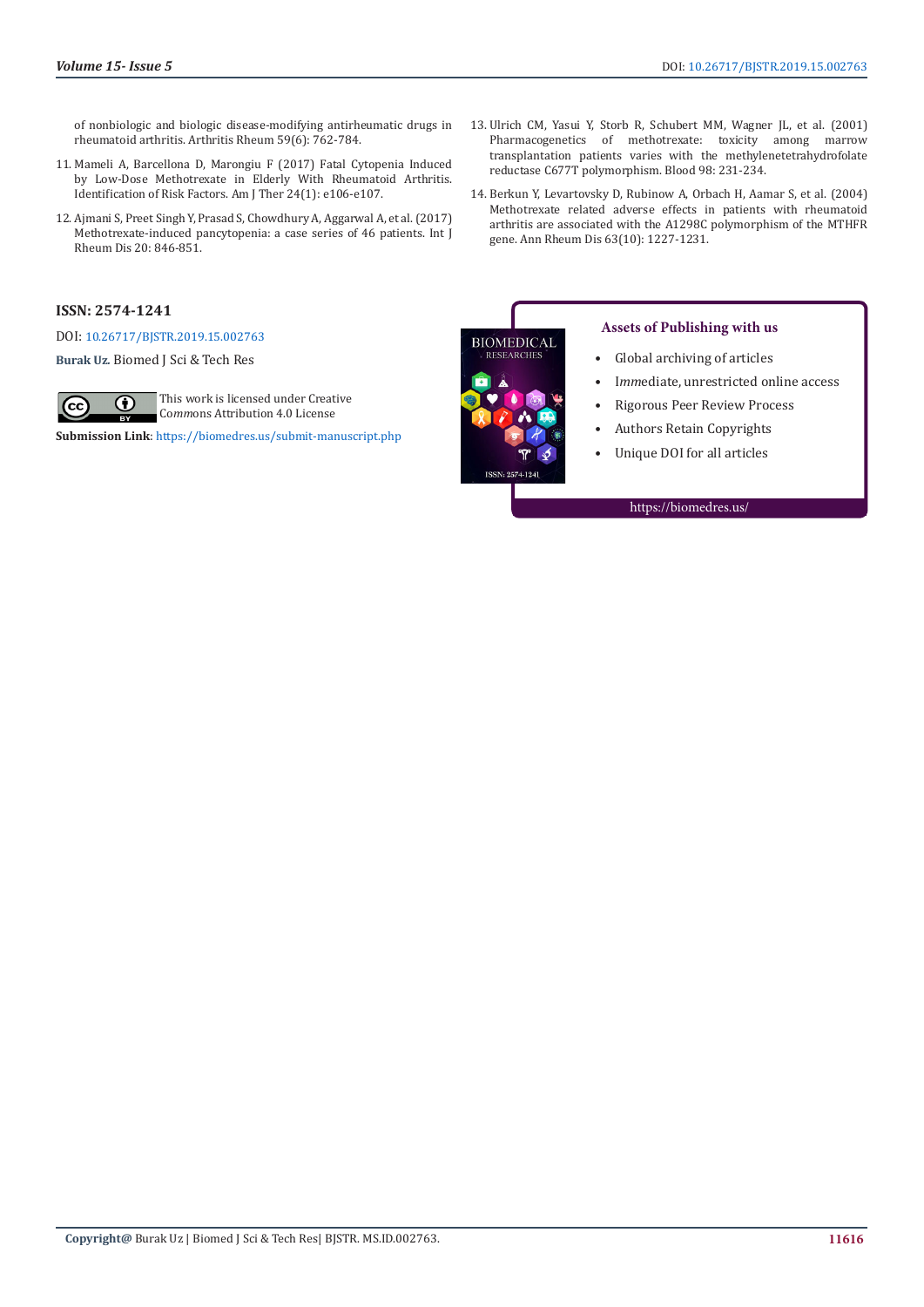of nonbiologic and biologic disease-modifying antirheumatic drugs in rheumatoid arthritis. Arthritis Rheum 59(6): 762-784.

11. Mameli A, Barcellona D, Marongiu F (2017) Fatal Cytopenia Induced by Low-Dose Methotrexate in Elderly With Rheumatoid Arthritis. Identification of Risk Factors. Am J Ther 24(1): e106-e107.
12. Ajmani S, Preet Singh Y, Prasad S, Chowdhury A, Aggarwal A, et al. (2017) Methotrexate-induced pancytopenia: a case series of 46 patients. Int J Rheum Dis 20: 846-851.
13. Ulrich CM, Yasui Y, Storb R, Schubert MM, Wagner JL, et al. (2001) Pharmacogenetics of methotrexate: toxicity among marrow transplantation patients varies with the methylenetetrahydrofolate reductase C677T polymorphism. Blood 98: 231-234.
14. Berkun Y, Levartovsky D, Rubinow A, Orbach H, Aamar S, et al. (2004) Methotrexate related adverse effects in patients with rheumatoid arthritis are associated with the A1298C polymorphism of the MTHFR gene. Ann Rheum Dis 63(10): 1227-1231.

**ISSN: 2574-1241**

DOI: 10.26717/BJSTR.2019.15.002763

**Burak Uz.** Biomed J Sci & Tech Res

This work is licensed under Creative Commons Attribution 4.0 License

**Submission Link**: https://biomedres.us/submit-manuscript.php

BIOMEDICAL RESEARCHES

ISSN: 2574-1241

**Assets of Publishing with us**

- Global archiving of articles
- Immediate, unrestricted online access
- Rigorous Peer Review Process
- Authors Retain Copyrights
- Unique DOI for all articles

https://biomedres.us/